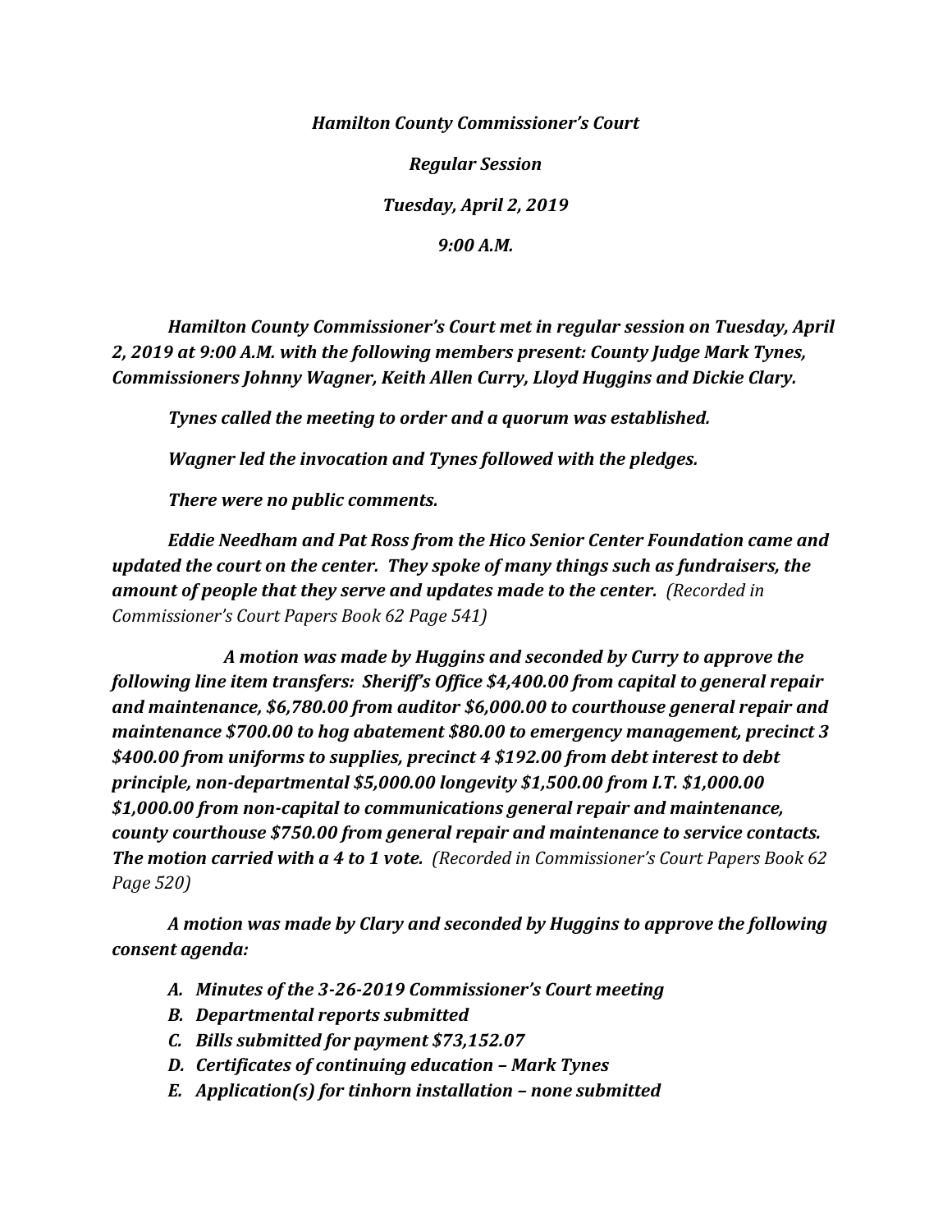***Hamilton County Commissioner's Court***

***Regular Session***

***Tuesday, April 2, 2019***

***9:00 A.M.***

***Hamilton County Commissioner's Court met in regular session on Tuesday, April 2, 2019 at 9:00 A.M. with the following members present: County Judge Mark Tynes, Commissioners Johnny Wagner, Keith Allen Curry, Lloyd Huggins and Dickie Clary.***

***Tynes called the meeting to order and a quorum was established.***

***Wagner led the invocation and Tynes followed with the pledges.***

***There were no public comments.***

***Eddie Needham and Pat Ross from the Hico Senior Center Foundation came and updated the court on the center. They spoke of many things such as fundraisers, the amount of people that they serve and updates made to the center.*** *(Recorded in Commissioner's Court Papers Book 62 Page 541)*

***A motion was made by Huggins and seconded by Curry to approve the following line item transfers: Sheriff's Office $4,400.00 from capital to general repair and maintenance, $6,780.00 from auditor $6,000.00 to courthouse general repair and maintenance $700.00 to hog abatement $80.00 to emergency management, precinct 3 $400.00 from uniforms to supplies, precinct 4 $192.00 from debt interest to debt principle, non-departmental $5,000.00 longevity $1,500.00 from I.T. $1,000.00 $1,000.00 from non-capital to communications general repair and maintenance, county courthouse $750.00 from general repair and maintenance to service contacts. The motion carried with a 4 to 1 vote.*** *(Recorded in Commissioner's Court Papers Book 62 Page 520)*

***A motion was made by Clary and seconded by Huggins to approve the following consent agenda:***

- ***A. Minutes of the 3-26-2019 Commissioner's Court meeting***
- ***B. Departmental reports submitted***
- ***C. Bills submitted for payment $73,152.07***
- ***D. Certificates of continuing education – Mark Tynes***
- ***E. Application(s) for tinhorn installation – none submitted***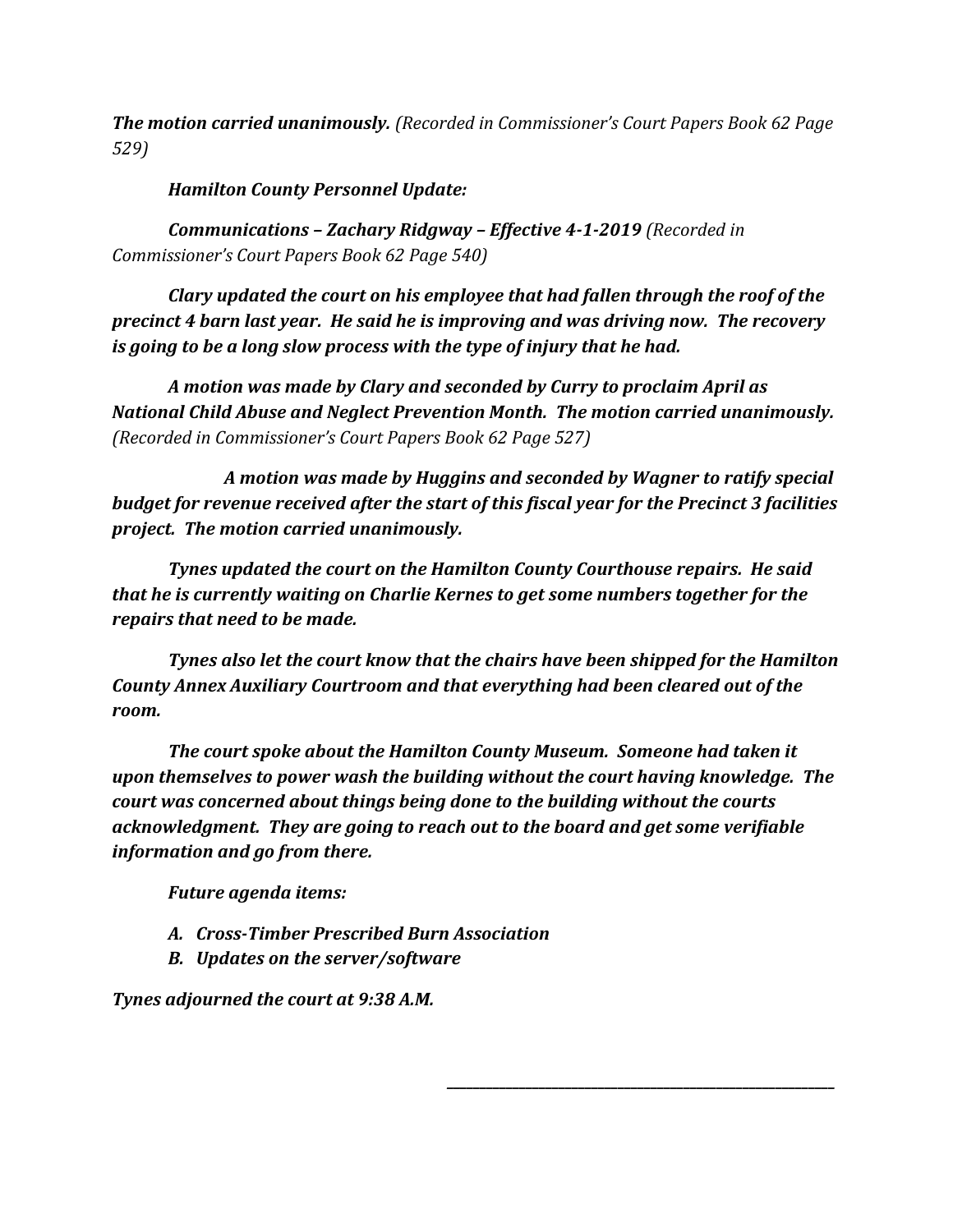***The motion carried unanimously.*** *(Recorded in Commissioner's Court Papers Book 62 Page 529)*

***Hamilton County Personnel Update:***

***Communications – Zachary Ridgway – Effective 4-1-2019*** *(Recorded in Commissioner's Court Papers Book 62 Page 540)*

***Clary updated the court on his employee that had fallen through the roof of the precinct 4 barn last year. He said he is improving and was driving now. The recovery is going to be a long slow process with the type of injury that he had.***

***A motion was made by Clary and seconded by Curry to proclaim April as National Child Abuse and Neglect Prevention Month. The motion carried unanimously.*** *(Recorded in Commissioner's Court Papers Book 62 Page 527)*

***A motion was made by Huggins and seconded by Wagner to ratify special budget for revenue received after the start of this fiscal year for the Precinct 3 facilities project. The motion carried unanimously.***

***Tynes updated the court on the Hamilton County Courthouse repairs. He said that he is currently waiting on Charlie Kernes to get some numbers together for the repairs that need to be made.***

***Tynes also let the court know that the chairs have been shipped for the Hamilton County Annex Auxiliary Courtroom and that everything had been cleared out of the room.***

***The court spoke about the Hamilton County Museum. Someone had taken it upon themselves to power wash the building without the court having knowledge. The court was concerned about things being done to the building without the courts acknowledgment. They are going to reach out to the board and get some verifiable information and go from there.***

***Future agenda items:***

***A. Cross-Timber Prescribed Burn Association***
***B. Updates on the server/software***

***Tynes adjourned the court at 9:38 A.M.***

\_\_\_\_\_\_\_\_\_\_\_\_\_\_\_\_\_\_\_\_\_\_\_\_\_\_\_\_\_\_\_\_\_\_\_\_\_\_\_\_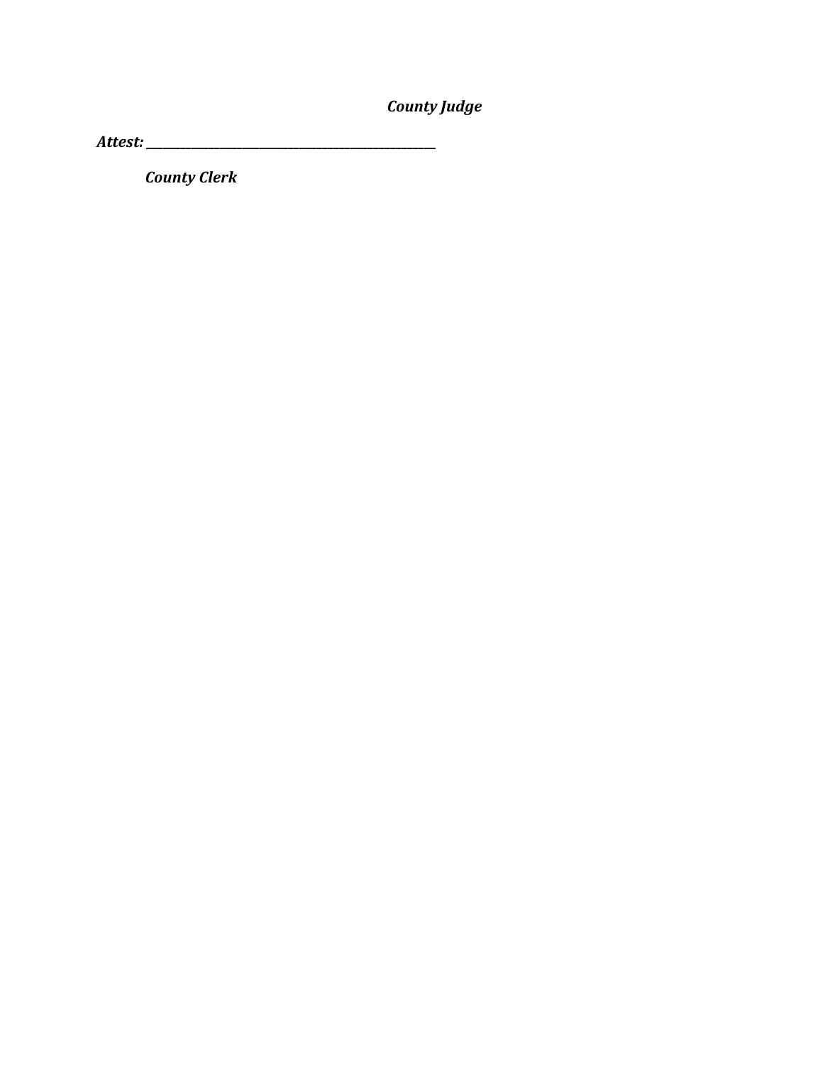***County Judge***

***Attest: \_\_\_\_\_\_\_\_\_\_\_\_\_\_\_\_\_\_\_\_\_\_\_\_\_\_\_\_\_\_\_\_\_\_\_\_\_\_\_\_\_\_\_\_\_\_\_\_\_***

***County Clerk***